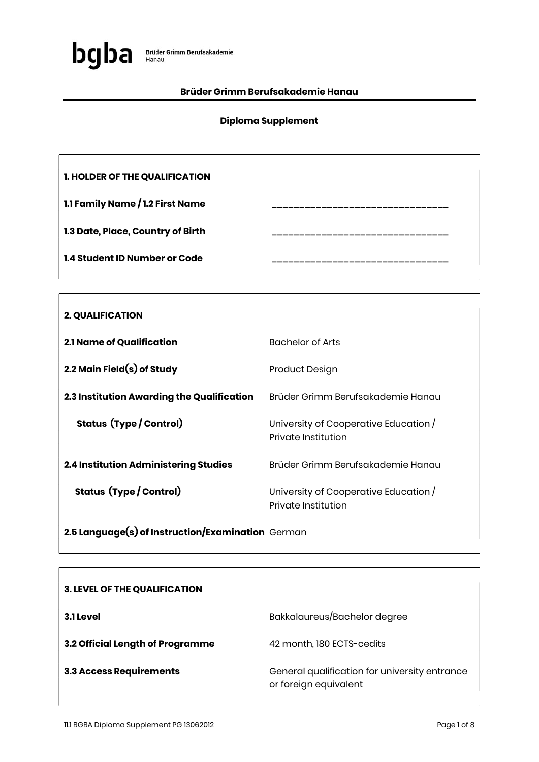**bgba** Brüder Grimm Berufsakademie Hanau

# Brüder Grimm Berufsakademie Hanau

## Diploma Supplement

### 1. HOLDER OF THE QUALIFICATION

| | |
|---|---|
| **1.1 Family Name / 1.2 First Name** | ______________________________ |
| **1.3 Date, Place, Country of Birth** | ______________________________ |
| **1.4 Student ID Number or Code** | ______________________________ |

### 2. QUALIFICATION

| | |
|---|---|
| **2.1 Name of Qualification** | Bachelor of Arts |
| **2.2 Main Field(s) of Study** | Product Design |
| **2.3 Institution Awarding the Qualification** | Brüder Grimm Berufsakademie Hanau |
| **Status (Type / Control)** | University of Cooperative Education / Private Institution |
| **2.4 Institution Administering Studies** | Brüder Grimm Berufsakademie Hanau |
| **Status (Type / Control)** | University of Cooperative Education / Private Institution |
| **2.5 Language(s) of Instruction/Examination** | German |

### 3. LEVEL OF THE QUALIFICATION

| | |
|---|---|
| **3.1 Level** | Bakkalaureus/Bachelor degree |
| **3.2 Official Length of Programme** | 42 month, 180 ECTS-cedits |
| **3.3 Access Requirements** | General qualification for university entrance or foreign equivalent |

11.1 BGBA Diploma Supplement PG 13062012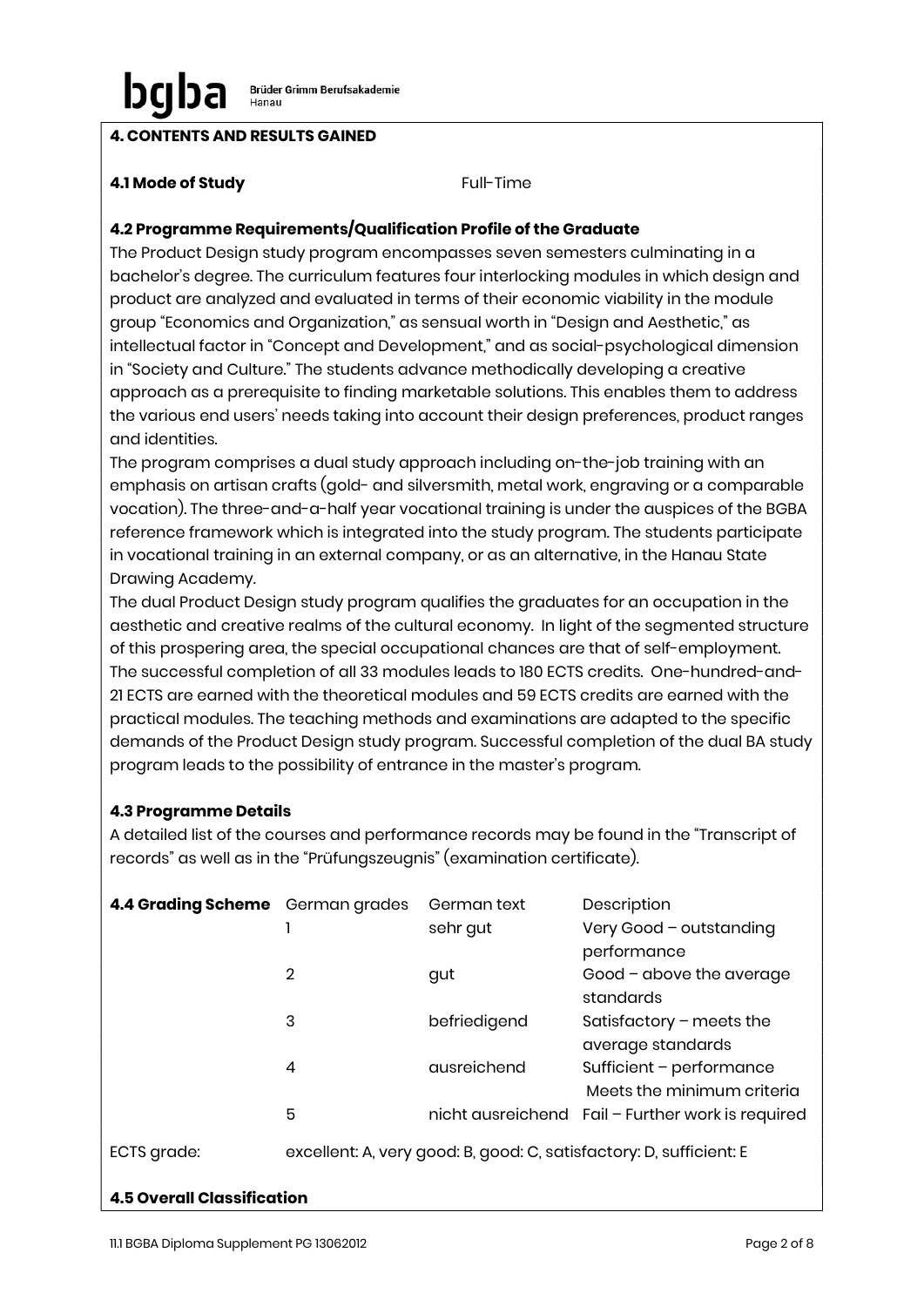## 4. CONTENTS AND RESULTS GAINED

### 4.1 Mode of Study

Full-Time

### 4.2 Programme Requirements/Qualification Profile of the Graduate

The Product Design study program encompasses seven semesters culminating in a bachelor's degree. The curriculum features four interlocking modules in which design and product are analyzed and evaluated in terms of their economic viability in the module group "Economics and Organization," as sensual worth in "Design and Aesthetic," as intellectual factor in "Concept and Development," and as social-psychological dimension in "Society and Culture." The students advance methodically developing a creative approach as a prerequisite to finding marketable solutions. This enables them to address the various end users' needs taking into account their design preferences, product ranges and identities.

The program comprises a dual study approach including on-the-job training with an emphasis on artisan crafts (gold- and silversmith, metal work, engraving or a comparable vocation). The three-and-a-half year vocational training is under the auspices of the BGBA reference framework which is integrated into the study program. The students participate in vocational training in an external company, or as an alternative, in the Hanau State Drawing Academy.

The dual Product Design study program qualifies the graduates for an occupation in the aesthetic and creative realms of the cultural economy. In light of the segmented structure of this prospering area, the special occupational chances are that of self-employment. The successful completion of all 33 modules leads to 180 ECTS credits. One-hundred-and-21 ECTS are earned with the theoretical modules and 59 ECTS credits are earned with the practical modules. The teaching methods and examinations are adapted to the specific demands of the Product Design study program. Successful completion of the dual BA study program leads to the possibility of entrance in the master's program.

### 4.3 Programme Details

A detailed list of the courses and performance records may be found in the "Transcript of records" as well as in the "Prüfungszeugnis" (examination certificate).

### 4.4 Grading Scheme

| German grades | German text | Description |
|---|---|---|
| 1 | sehr gut | Very Good – outstanding performance |
| 2 | gut | Good – above the average standards |
| 3 | befriedigend | Satisfactory – meets the average standards |
| 4 | ausreichend | Sufficient – performance Meets the minimum criteria |
| 5 | nicht ausreichend | Fail – Further work is required |

ECTS grade: excellent: A, very good: B, good: C, satisfactory: D, sufficient: E

### 4.5 Overall Classification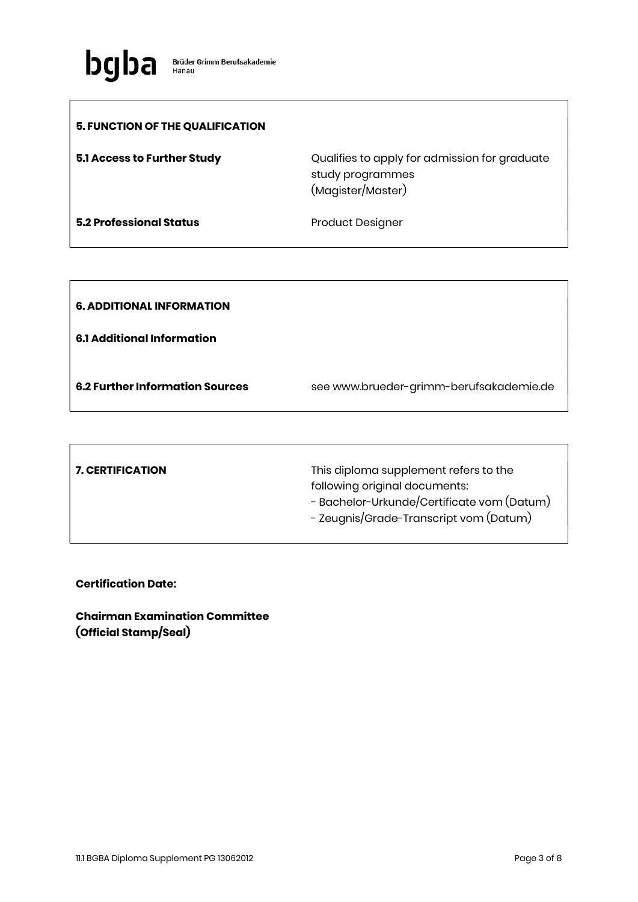## 5. FUNCTION OF THE QUALIFICATION

| | |
|---|---|
| **5.1 Access to Further Study** | Qualifies to apply for admission for graduate study programmes (Magister/Master) |
| **5.2 Professional Status** | Product Designer |

## 6. ADDITIONAL INFORMATION

| | |
|---|---|
| **6.1 Additional Information** | |
| **6.2 Further Information Sources** | see www.brueder-grimm-berufsakademie.de |

| | |
|---|---|
| **7. CERTIFICATION** | This diploma supplement refers to the following original documents:<br>- Bachelor-Urkunde/Certificate vom (Datum)<br>- Zeugnis/Grade-Transcript vom (Datum) |

**Certification Date:**

**Chairman Examination Committee**
**(Official Stamp/Seal)**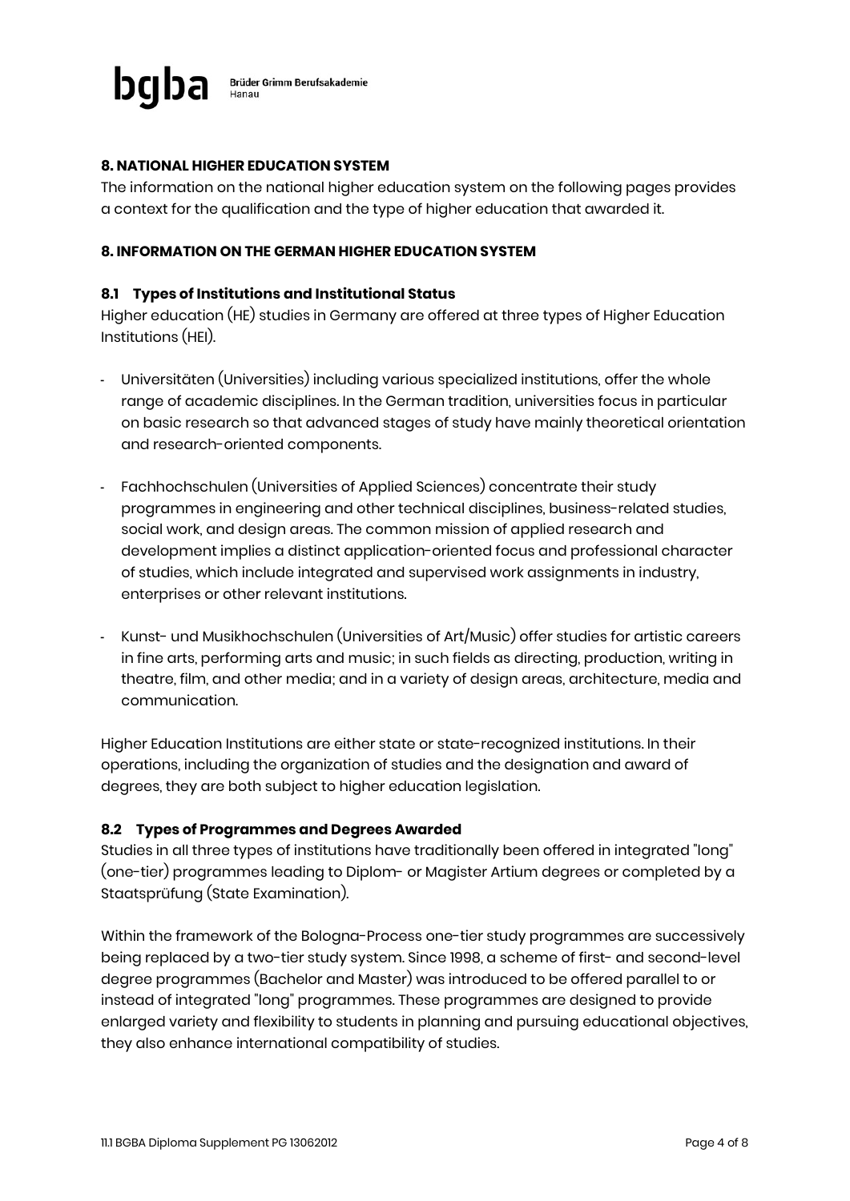## 8. NATIONAL HIGHER EDUCATION SYSTEM

The information on the national higher education system on the following pages provides a context for the qualification and the type of higher education that awarded it.

## 8. INFORMATION ON THE GERMAN HIGHER EDUCATION SYSTEM

### 8.1 Types of Institutions and Institutional Status

Higher education (HE) studies in Germany are offered at three types of Higher Education Institutions (HEI).

- Universitäten (Universities) including various specialized institutions, offer the whole range of academic disciplines. In the German tradition, universities focus in particular on basic research so that advanced stages of study have mainly theoretical orientation and research-oriented components.

- Fachhochschulen (Universities of Applied Sciences) concentrate their study programmes in engineering and other technical disciplines, business-related studies, social work, and design areas. The common mission of applied research and development implies a distinct application-oriented focus and professional character of studies, which include integrated and supervised work assignments in industry, enterprises or other relevant institutions.

- Kunst- und Musikhochschulen (Universities of Art/Music) offer studies for artistic careers in fine arts, performing arts and music; in such fields as directing, production, writing in theatre, film, and other media; and in a variety of design areas, architecture, media and communication.

Higher Education Institutions are either state or state-recognized institutions. In their operations, including the organization of studies and the designation and award of degrees, they are both subject to higher education legislation.

### 8.2 Types of Programmes and Degrees Awarded

Studies in all three types of institutions have traditionally been offered in integrated "long" (one-tier) programmes leading to Diplom- or Magister Artium degrees or completed by a Staatsprüfung (State Examination).

Within the framework of the Bologna-Process one-tier study programmes are successively being replaced by a two-tier study system. Since 1998, a scheme of first- and second-level degree programmes (Bachelor and Master) was introduced to be offered parallel to or instead of integrated "long" programmes. These programmes are designed to provide enlarged variety and flexibility to students in planning and pursuing educational objectives, they also enhance international compatibility of studies.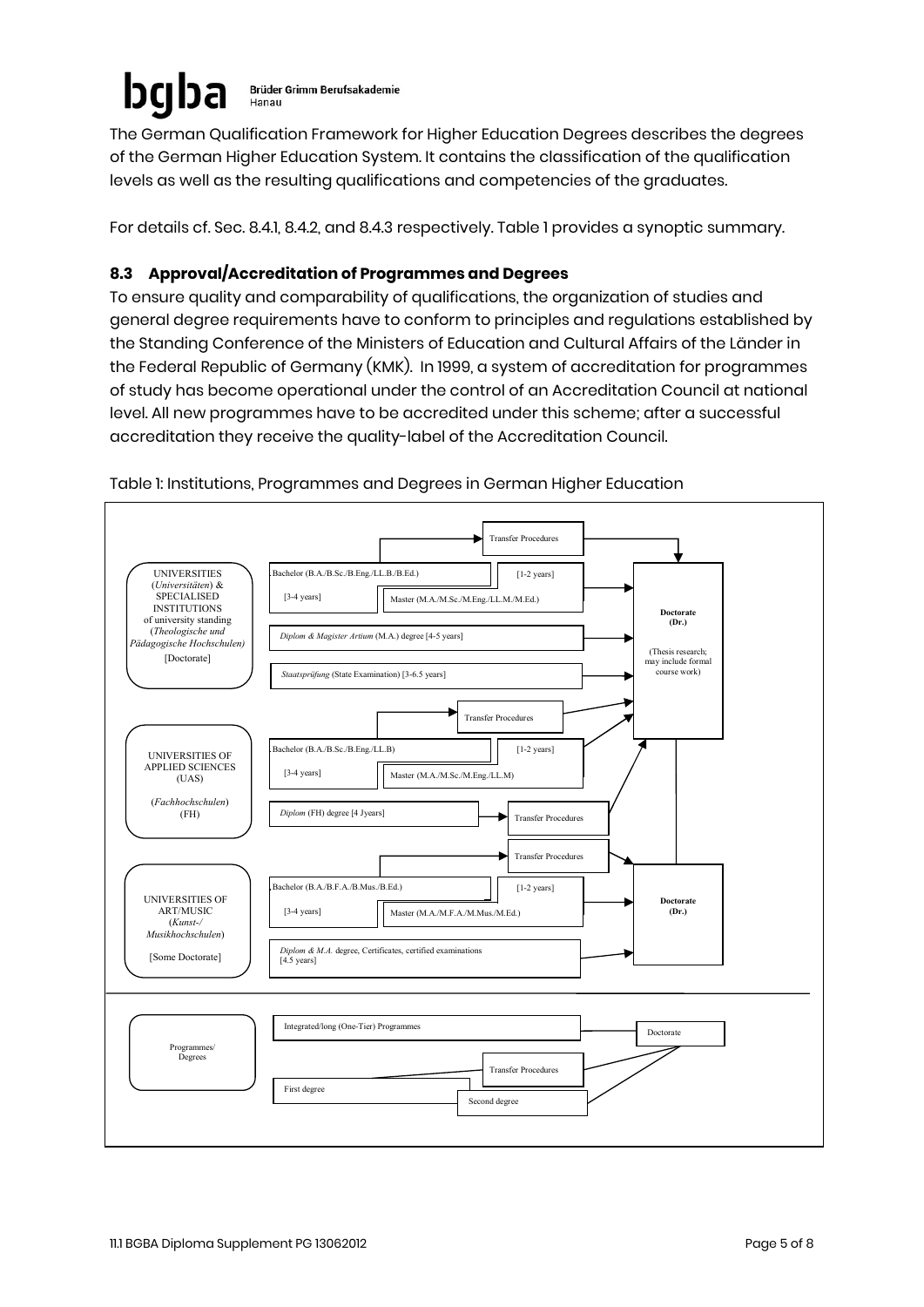The German Qualification Framework for Higher Education Degrees describes the degrees of the German Higher Education System. It contains the classification of the qualification levels as well as the resulting qualifications and competencies of the graduates.

For details cf. Sec. 8.4.1, 8.4.2, and 8.4.3 respectively. Table 1 provides a synoptic summary.

### 8.3 Approval/Accreditation of Programmes and Degrees

To ensure quality and comparability of qualifications, the organization of studies and general degree requirements have to conform to principles and regulations established by the Standing Conference of the Ministers of Education and Cultural Affairs of the Länder in the Federal Republic of Germany (KMK). In 1999, a system of accreditation for programmes of study has become operational under the control of an Accreditation Council at national level. All new programmes have to be accredited under this scheme; after a successful accreditation they receive the quality-label of the Accreditation Council.

Table 1: Institutions, Programmes and Degrees in German Higher Education

| Institution | Programmes / Degrees | | Doctorate |
|---|---|---|---|
| UNIVERSITIES (*Universitäten*) & SPECIALISED INSTITUTIONS of university standing (*Theologische und Pädagogische Hochschulen*) [Doctorate] | Bachelor (B.A./B.Sc./B.Eng./LL.B./B.Ed.) [3-4 years] | Master (M.A./M.Sc./M.Eng./LL.M./M.Ed.) [1-2 years] | **Doctorate (Dr.)** (Thesis research; may include formal course work) |
| | Transfer Procedures | | |
| | *Diplom & Magister Artium* (M.A.) degree [4-5 years] | | |
| | *Staatsprüfung* (State Examination) [3-6.5 years] | | |
| UNIVERSITIES OF APPLIED SCIENCES (UAS) (*Fachhochschulen*) (FH) | Bachelor (B.A./B.Sc./B.Eng./LL.B) [3-4 years] | Master (M.A./M.Sc./M.Eng./LL.M) [1-2 years] | |
| | Transfer Procedures | | |
| | *Diplom* (FH) degree [4 Jyears] | Transfer Procedures | |
| UNIVERSITIES OF ART/MUSIC (*Kunst-/ Musikhochschulen*) [Some Doctorate] | Bachelor (B.A./B.F.A./B.Mus./B.Ed.) [3-4 years] | Master (M.A./M.F.A./M.Mus./M.Ed.) [1-2 years] | **Doctorate (Dr.)** |
| | Transfer Procedures | | |
| | *Diplom & M.A.* degree, Certificates, certified examinations [4.5 years] | | |

| Legend | | | |
|---|---|---|---|
| Programmes/ Degrees | Integrated/long (One-Tier) Programmes | | Doctorate |
| | First degree | Transfer Procedures | |
| | | Second degree | |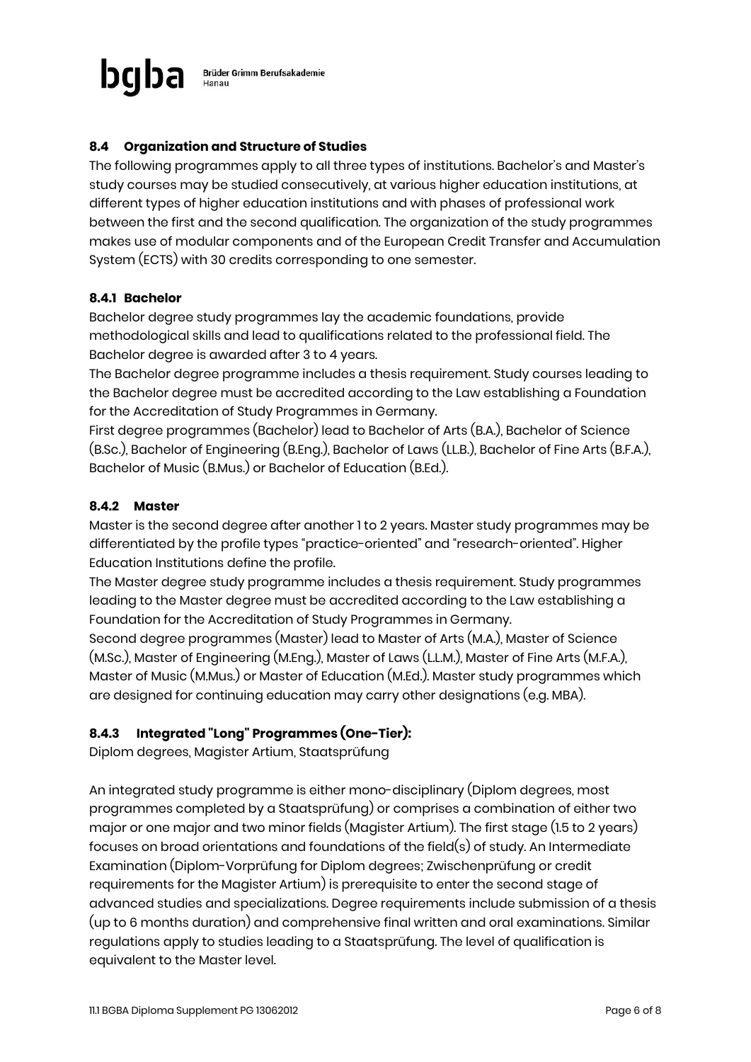### 8.4 Organization and Structure of Studies

The following programmes apply to all three types of institutions. Bachelor's and Master's study courses may be studied consecutively, at various higher education institutions, at different types of higher education institutions and with phases of professional work between the first and the second qualification. The organization of the study programmes makes use of modular components and of the European Credit Transfer and Accumulation System (ECTS) with 30 credits corresponding to one semester.

#### 8.4.1 Bachelor

Bachelor degree study programmes lay the academic foundations, provide methodological skills and lead to qualifications related to the professional field. The Bachelor degree is awarded after 3 to 4 years.

The Bachelor degree programme includes a thesis requirement. Study courses leading to the Bachelor degree must be accredited according to the Law establishing a Foundation for the Accreditation of Study Programmes in Germany.

First degree programmes (Bachelor) lead to Bachelor of Arts (B.A.), Bachelor of Science (B.Sc.), Bachelor of Engineering (B.Eng.), Bachelor of Laws (LL.B.), Bachelor of Fine Arts (B.F.A.), Bachelor of Music (B.Mus.) or Bachelor of Education (B.Ed.).

#### 8.4.2 Master

Master is the second degree after another 1 to 2 years. Master study programmes may be differentiated by the profile types "practice-oriented" and "research-oriented". Higher Education Institutions define the profile.

The Master degree study programme includes a thesis requirement. Study programmes leading to the Master degree must be accredited according to the Law establishing a Foundation for the Accreditation of Study Programmes in Germany.

Second degree programmes (Master) lead to Master of Arts (M.A.), Master of Science (M.Sc.), Master of Engineering (M.Eng.), Master of Laws (L.L.M.), Master of Fine Arts (M.F.A.), Master of Music (M.Mus.) or Master of Education (M.Ed.). Master study programmes which are designed for continuing education may carry other designations (e.g. MBA).

#### 8.4.3 Integrated "Long" Programmes (One-Tier):

Diplom degrees, Magister Artium, Staatsprüfung

An integrated study programme is either mono-disciplinary (Diplom degrees, most programmes completed by a Staatsprüfung) or comprises a combination of either two major or one major and two minor fields (Magister Artium). The first stage (1.5 to 2 years) focuses on broad orientations and foundations of the field(s) of study. An Intermediate Examination (Diplom-Vorprüfung for Diplom degrees; Zwischenprüfung or credit requirements for the Magister Artium) is prerequisite to enter the second stage of advanced studies and specializations. Degree requirements include submission of a thesis (up to 6 months duration) and comprehensive final written and oral examinations. Similar regulations apply to studies leading to a Staatsprüfung. The level of qualification is equivalent to the Master level.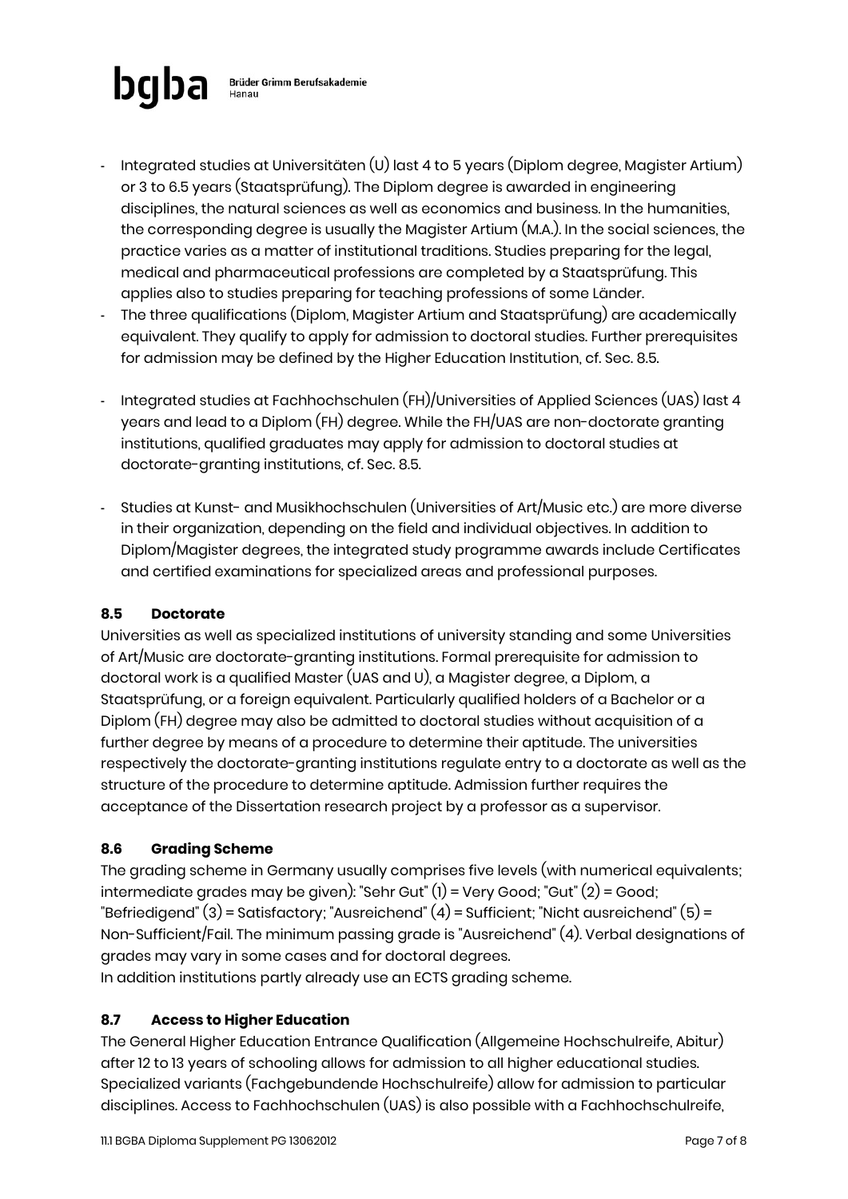- Integrated studies at Universitäten (U) last 4 to 5 years (Diplom degree, Magister Artium) or 3 to 6.5 years (Staatsprüfung). The Diplom degree is awarded in engineering disciplines, the natural sciences as well as economics and business. In the humanities, the corresponding degree is usually the Magister Artium (M.A.). In the social sciences, the practice varies as a matter of institutional traditions. Studies preparing for the legal, medical and pharmaceutical professions are completed by a Staatsprüfung. This applies also to studies preparing for teaching professions of some Länder.
- The three qualifications (Diplom, Magister Artium and Staatsprüfung) are academically equivalent. They qualify to apply for admission to doctoral studies. Further prerequisites for admission may be defined by the Higher Education Institution, cf. Sec. 8.5.
- Integrated studies at Fachhochschulen (FH)/Universities of Applied Sciences (UAS) last 4 years and lead to a Diplom (FH) degree. While the FH/UAS are non-doctorate granting institutions, qualified graduates may apply for admission to doctoral studies at doctorate-granting institutions, cf. Sec. 8.5.
- Studies at Kunst- and Musikhochschulen (Universities of Art/Music etc.) are more diverse in their organization, depending on the field and individual objectives. In addition to Diplom/Magister degrees, the integrated study programme awards include Certificates and certified examinations for specialized areas and professional purposes.

### 8.5 Doctorate

Universities as well as specialized institutions of university standing and some Universities of Art/Music are doctorate-granting institutions. Formal prerequisite for admission to doctoral work is a qualified Master (UAS and U), a Magister degree, a Diplom, a Staatsprüfung, or a foreign equivalent. Particularly qualified holders of a Bachelor or a Diplom (FH) degree may also be admitted to doctoral studies without acquisition of a further degree by means of a procedure to determine their aptitude. The universities respectively the doctorate-granting institutions regulate entry to a doctorate as well as the structure of the procedure to determine aptitude. Admission further requires the acceptance of the Dissertation research project by a professor as a supervisor.

### 8.6 Grading Scheme

The grading scheme in Germany usually comprises five levels (with numerical equivalents; intermediate grades may be given): "Sehr Gut" (1) = Very Good; "Gut" (2) = Good; "Befriedigend" (3) = Satisfactory; "Ausreichend" (4) = Sufficient; "Nicht ausreichend" (5) = Non-Sufficient/Fail. The minimum passing grade is "Ausreichend" (4). Verbal designations of grades may vary in some cases and for doctoral degrees.
In addition institutions partly already use an ECTS grading scheme.

### 8.7 Access to Higher Education

The General Higher Education Entrance Qualification (Allgemeine Hochschulreife, Abitur) after 12 to 13 years of schooling allows for admission to all higher educational studies. Specialized variants (Fachgebundende Hochschulreife) allow for admission to particular disciplines. Access to Fachhochschulen (UAS) is also possible with a Fachhochschulreife,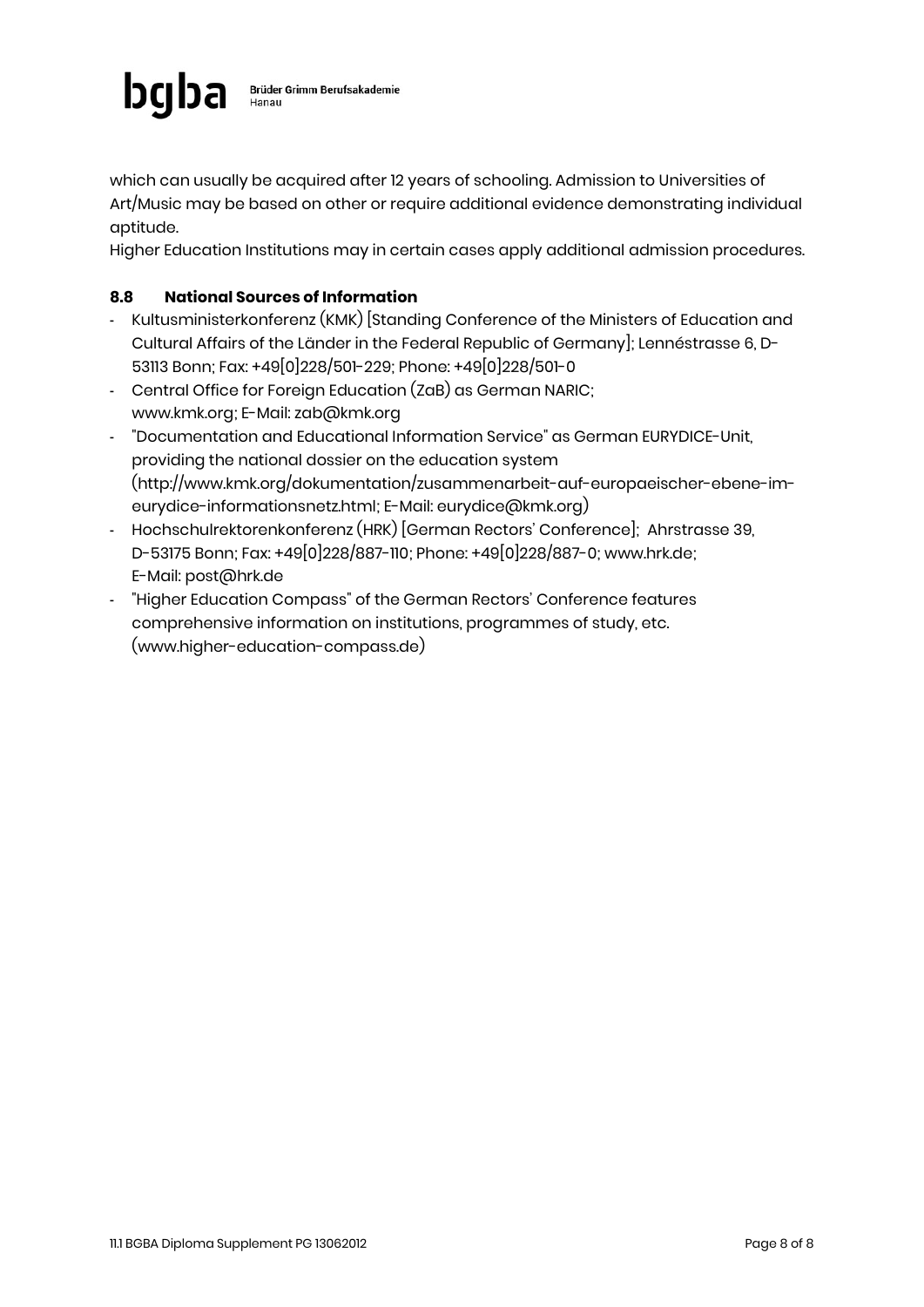which can usually be acquired after 12 years of schooling. Admission to Universities of Art/Music may be based on other or require additional evidence demonstrating individual aptitude.

Higher Education Institutions may in certain cases apply additional admission procedures.

### 8.8 National Sources of Information

- Kultusministerkonferenz (KMK) [Standing Conference of the Ministers of Education and Cultural Affairs of the Länder in the Federal Republic of Germany]; Lennéstrasse 6, D-53113 Bonn; Fax: +49[0]228/501-229; Phone: +49[0]228/501-0
- Central Office for Foreign Education (ZaB) as German NARIC; www.kmk.org; E-Mail: zab@kmk.org
- "Documentation and Educational Information Service" as German EURYDICE-Unit, providing the national dossier on the education system (http://www.kmk.org/dokumentation/zusammenarbeit-auf-europaeischer-ebene-im-eurydice-informationsnetz.html; E-Mail: eurydice@kmk.org)
- Hochschulrektorenkonferenz (HRK) [German Rectors' Conference]; Ahrstrasse 39, D-53175 Bonn; Fax: +49[0]228/887-110; Phone: +49[0]228/887-0; www.hrk.de; E-Mail: post@hrk.de
- "Higher Education Compass" of the German Rectors' Conference features comprehensive information on institutions, programmes of study, etc. (www.higher-education-compass.de)